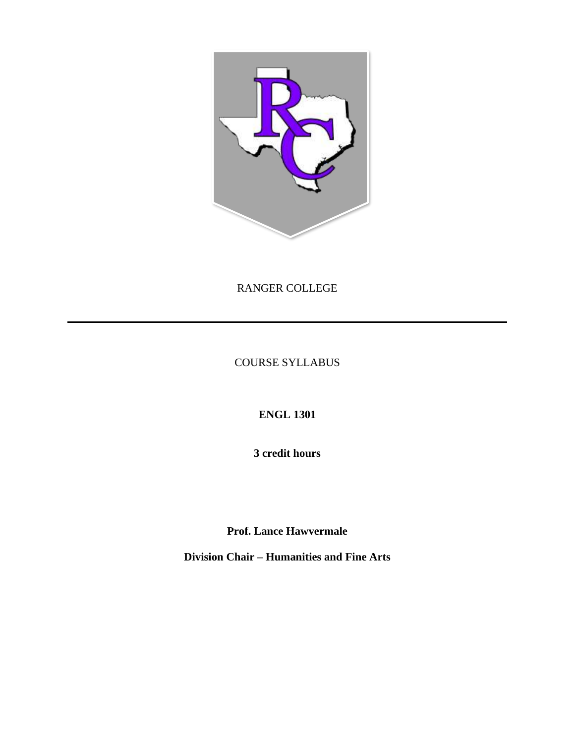RANGER COLLEGE

---

COURSE SYLLABUS

**ENGL 1301**

**3 credit hours**

**Prof. Lance Hawvermale**

**Division Chair – Humanities and Fine Arts**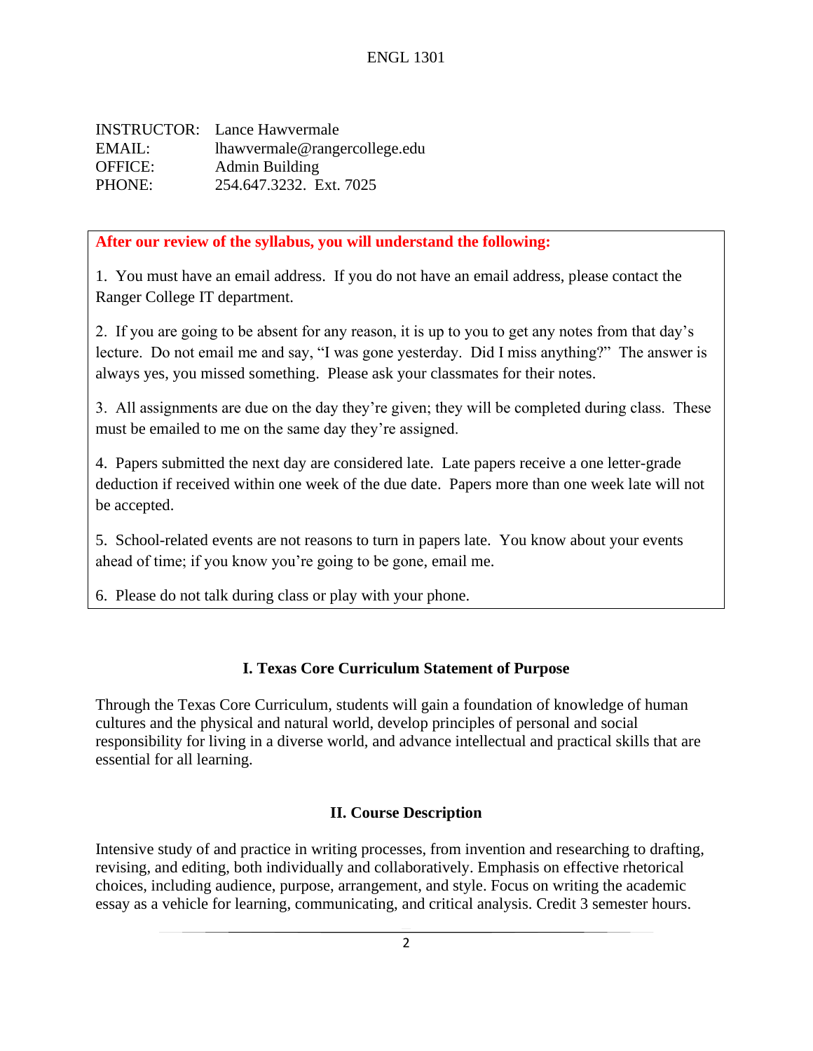ENGL 1301

INSTRUCTOR: Lance Hawvermale
EMAIL: lhawvermale@rangercollege.edu
OFFICE: Admin Building
PHONE: 254.647.3232. Ext. 7025

**After our review of the syllabus, you will understand the following:**

1. You must have an email address. If you do not have an email address, please contact the Ranger College IT department.

2. If you are going to be absent for any reason, it is up to you to get any notes from that day's lecture. Do not email me and say, "I was gone yesterday. Did I miss anything?" The answer is always yes, you missed something. Please ask your classmates for their notes.

3. All assignments are due on the day they're given; they will be completed during class. These must be emailed to me on the same day they're assigned.

4. Papers submitted the next day are considered late. Late papers receive a one letter-grade deduction if received within one week of the due date. Papers more than one week late will not be accepted.

5. School-related events are not reasons to turn in papers late. You know about your events ahead of time; if you know you're going to be gone, email me.

6. Please do not talk during class or play with your phone.

## I. Texas Core Curriculum Statement of Purpose

Through the Texas Core Curriculum, students will gain a foundation of knowledge of human cultures and the physical and natural world, develop principles of personal and social responsibility for living in a diverse world, and advance intellectual and practical skills that are essential for all learning.

## II. Course Description

Intensive study of and practice in writing processes, from invention and researching to drafting, revising, and editing, both individually and collaboratively. Emphasis on effective rhetorical choices, including audience, purpose, arrangement, and style. Focus on writing the academic essay as a vehicle for learning, communicating, and critical analysis. Credit 3 semester hours.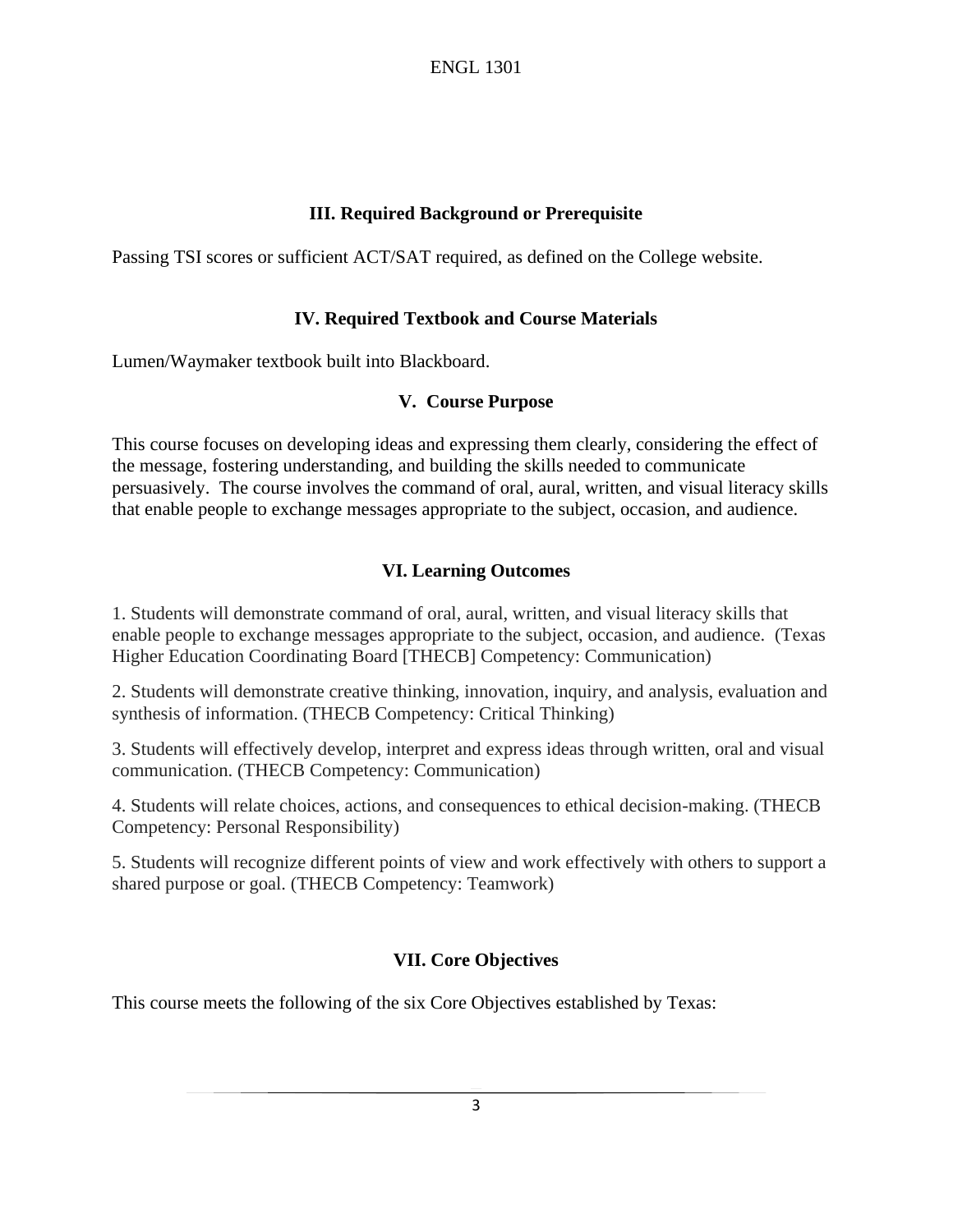## III. Required Background or Prerequisite

Passing TSI scores or sufficient ACT/SAT required, as defined on the College website.

## IV. Required Textbook and Course Materials

Lumen/Waymaker textbook built into Blackboard.

## V. Course Purpose

This course focuses on developing ideas and expressing them clearly, considering the effect of the message, fostering understanding, and building the skills needed to communicate persuasively. The course involves the command of oral, aural, written, and visual literacy skills that enable people to exchange messages appropriate to the subject, occasion, and audience.

## VI. Learning Outcomes

1. Students will demonstrate command of oral, aural, written, and visual literacy skills that enable people to exchange messages appropriate to the subject, occasion, and audience. (Texas Higher Education Coordinating Board [THECB] Competency: Communication)

2. Students will demonstrate creative thinking, innovation, inquiry, and analysis, evaluation and synthesis of information. (THECB Competency: Critical Thinking)

3. Students will effectively develop, interpret and express ideas through written, oral and visual communication. (THECB Competency: Communication)

4. Students will relate choices, actions, and consequences to ethical decision-making. (THECB Competency: Personal Responsibility)

5. Students will recognize different points of view and work effectively with others to support a shared purpose or goal. (THECB Competency: Teamwork)

## VII. Core Objectives

This course meets the following of the six Core Objectives established by Texas: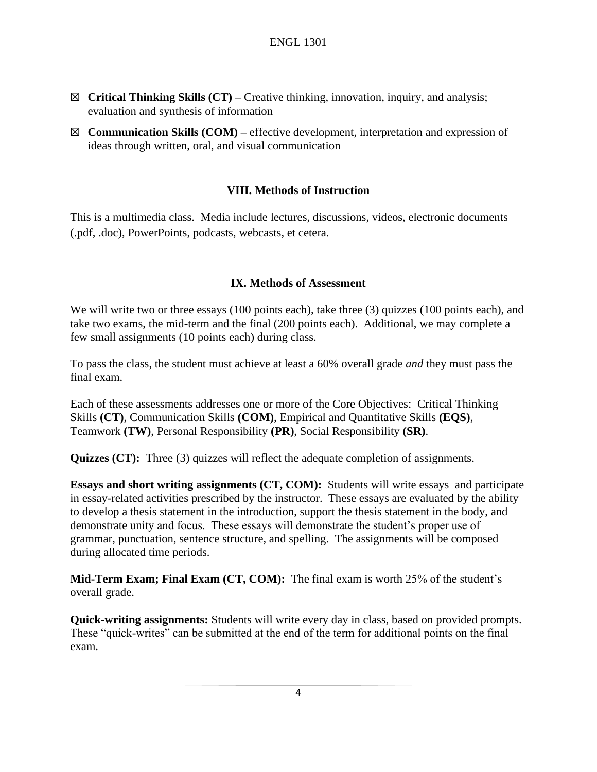- ☒ **Critical Thinking Skills (CT) –** Creative thinking, innovation, inquiry, and analysis; evaluation and synthesis of information
- ☒ **Communication Skills (COM) –** effective development, interpretation and expression of ideas through written, oral, and visual communication

## VIII. Methods of Instruction

This is a multimedia class. Media include lectures, discussions, videos, electronic documents (.pdf, .doc), PowerPoints, podcasts, webcasts, et cetera.

## IX. Methods of Assessment

We will write two or three essays (100 points each), take three (3) quizzes (100 points each), and take two exams, the mid-term and the final (200 points each). Additional, we may complete a few small assignments (10 points each) during class.

To pass the class, the student must achieve at least a 60% overall grade *and* they must pass the final exam.

Each of these assessments addresses one or more of the Core Objectives: Critical Thinking Skills **(CT)**, Communication Skills **(COM)**, Empirical and Quantitative Skills **(EQS)**, Teamwork **(TW)**, Personal Responsibility **(PR)**, Social Responsibility **(SR)**.

**Quizzes (CT):** Three (3) quizzes will reflect the adequate completion of assignments.

**Essays and short writing assignments (CT, COM):** Students will write essays and participate in essay-related activities prescribed by the instructor. These essays are evaluated by the ability to develop a thesis statement in the introduction, support the thesis statement in the body, and demonstrate unity and focus. These essays will demonstrate the student's proper use of grammar, punctuation, sentence structure, and spelling. The assignments will be composed during allocated time periods.

**Mid-Term Exam; Final Exam (CT, COM):** The final exam is worth 25% of the student's overall grade.

**Quick-writing assignments:** Students will write every day in class, based on provided prompts. These "quick-writes" can be submitted at the end of the term for additional points on the final exam.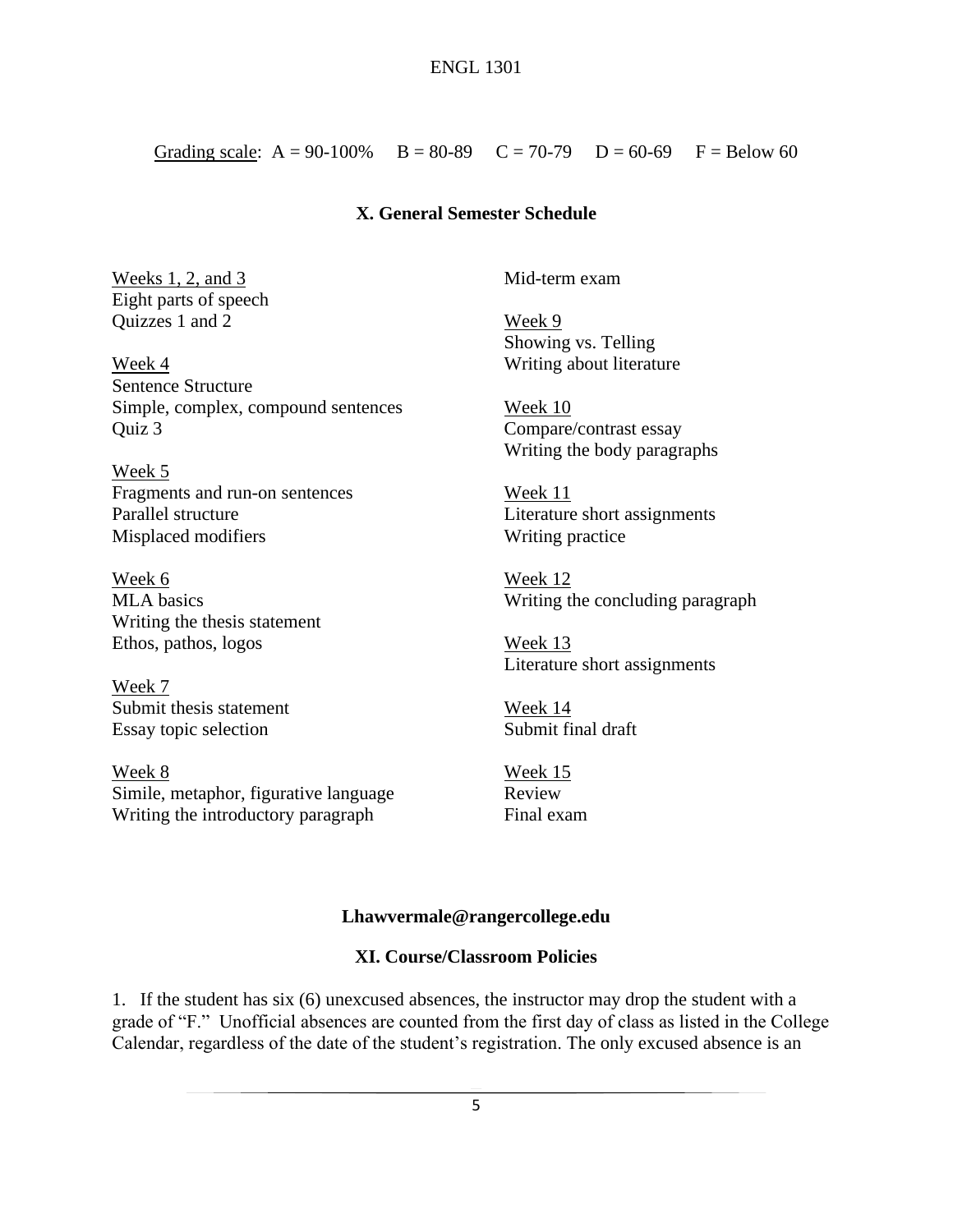Grading scale: A = 90-100% B = 80-89 C = 70-79 D = 60-69 F = Below 60

## X. General Semester Schedule

Weeks 1, 2, and 3
Eight parts of speech
Quizzes 1 and 2

Week 4
Sentence Structure
Simple, complex, compound sentences
Quiz 3

Week 5
Fragments and run-on sentences
Parallel structure
Misplaced modifiers

Week 6
MLA basics
Writing the thesis statement
Ethos, pathos, logos

Week 7
Submit thesis statement
Essay topic selection

Week 8
Simile, metaphor, figurative language
Writing the introductory paragraph
Mid-term exam

Week 9
Showing vs. Telling
Writing about literature

Week 10
Compare/contrast essay
Writing the body paragraphs

Week 11
Literature short assignments
Writing practice

Week 12
Writing the concluding paragraph

Week 13
Literature short assignments

Week 14
Submit final draft

Week 15
Review
Final exam

**Lhawvermale@rangercollege.edu**

## XI. Course/Classroom Policies

1. If the student has six (6) unexcused absences, the instructor may drop the student with a grade of "F." Unofficial absences are counted from the first day of class as listed in the College Calendar, regardless of the date of the student's registration. The only excused absence is an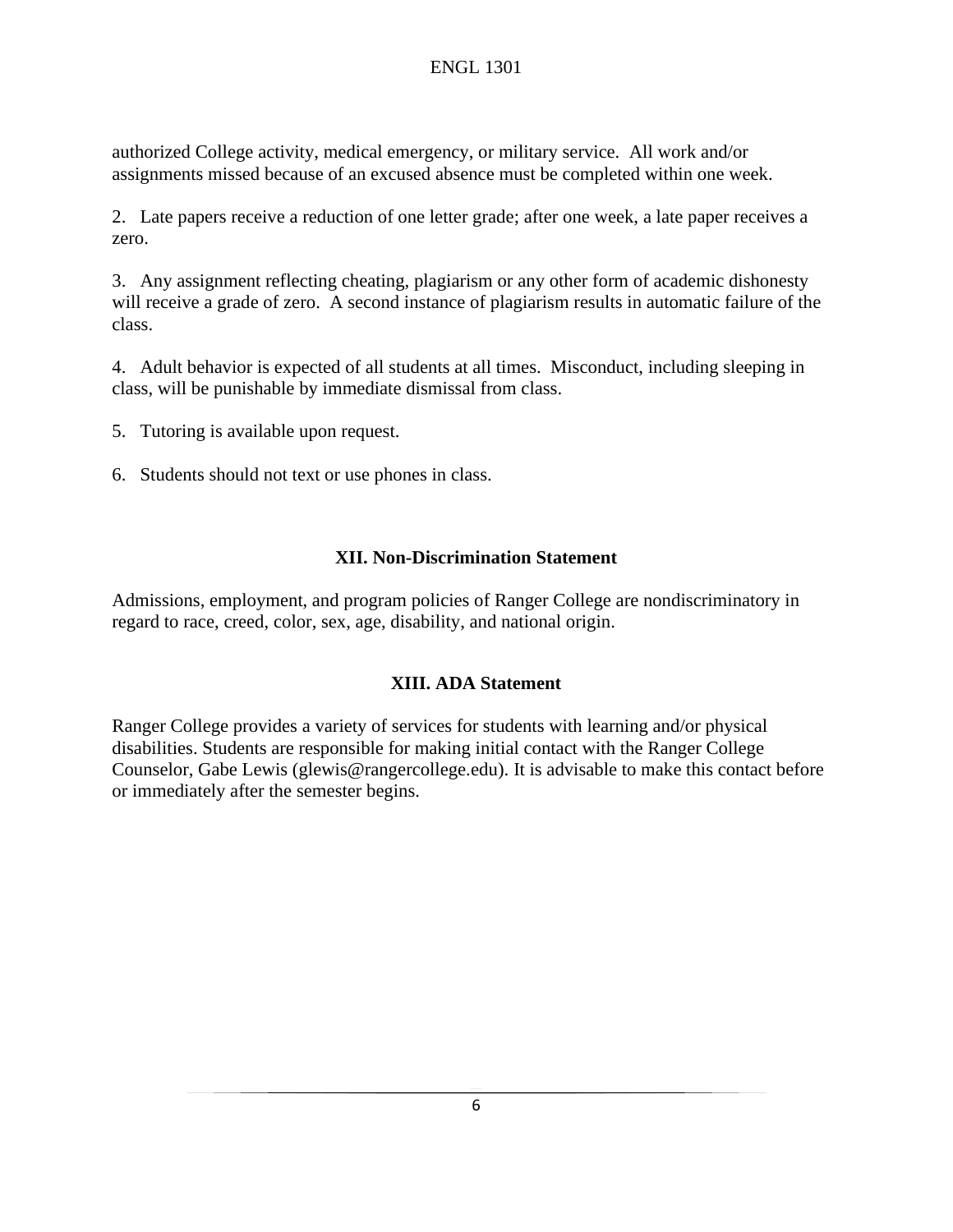authorized College activity, medical emergency, or military service. All work and/or assignments missed because of an excused absence must be completed within one week.

2. Late papers receive a reduction of one letter grade; after one week, a late paper receives a zero.

3. Any assignment reflecting cheating, plagiarism or any other form of academic dishonesty will receive a grade of zero. A second instance of plagiarism results in automatic failure of the class.

4. Adult behavior is expected of all students at all times. Misconduct, including sleeping in class, will be punishable by immediate dismissal from class.

5. Tutoring is available upon request.

6. Students should not text or use phones in class.

## XII. Non-Discrimination Statement

Admissions, employment, and program policies of Ranger College are nondiscriminatory in regard to race, creed, color, sex, age, disability, and national origin.

## XIII. ADA Statement

Ranger College provides a variety of services for students with learning and/or physical disabilities. Students are responsible for making initial contact with the Ranger College Counselor, Gabe Lewis (glewis@rangercollege.edu). It is advisable to make this contact before or immediately after the semester begins.